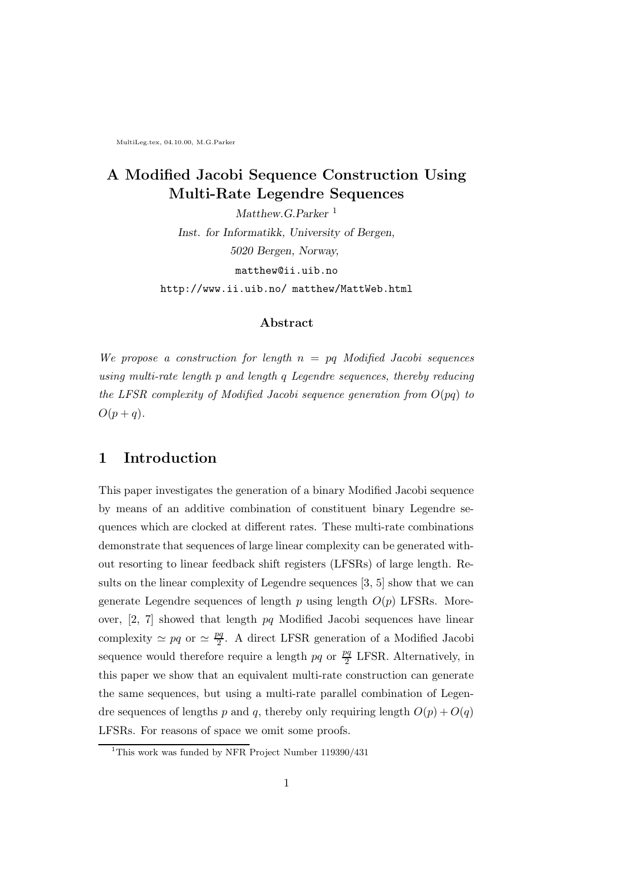MultiLeg.tex, 04.10.00, M.G.Parker

# A Modified Jacobi Sequence Construction Using Multi-Rate Legendre Sequences

*Matthew.G.Parker* [1]

*Inst. for Informatikk, University of Bergen,*

*5020 Bergen, Norway,*

matthew@ii.uib.no

http://www.ii.uib.no/ matthew/MattWeb.html

### Abstract

*We propose a construction for length $n = pq$ Modified Jacobi sequences using multi-rate length $p$ and length $q$ Legendre sequences, thereby reducing the LFSR complexity of Modified Jacobi sequence generation from $O(pq)$ to $O(p + q)$.*

## 1 Introduction

This paper investigates the generation of a binary Modified Jacobi sequence by means of an additive combination of constituent binary Legendre sequences which are clocked at different rates. These multi-rate combinations demonstrate that sequences of large linear complexity can be generated without resorting to linear feedback shift registers (LFSRs) of large length. Results on the linear complexity of Legendre sequences [3, 5] show that we can generate Legendre sequences of length $p$ using length $O(p)$ LFSRs. Moreover, [2, 7] showed that length $pq$ Modified Jacobi sequences have linear complexity $\simeq pq$ or $\simeq \frac{pq}{2}$. A direct LFSR generation of a Modified Jacobi sequence would therefore require a length $pq$ or $\frac{pq}{2}$ LFSR. Alternatively, in this paper we show that an equivalent multi-rate construction can generate the same sequences, but using a multi-rate parallel combination of Legendre sequences of lengths $p$ and $q$, thereby only requiring length $O(p) + O(q)$ LFSRs. For reasons of space we omit some proofs.

[1] This work was funded by NFR Project Number 119390/431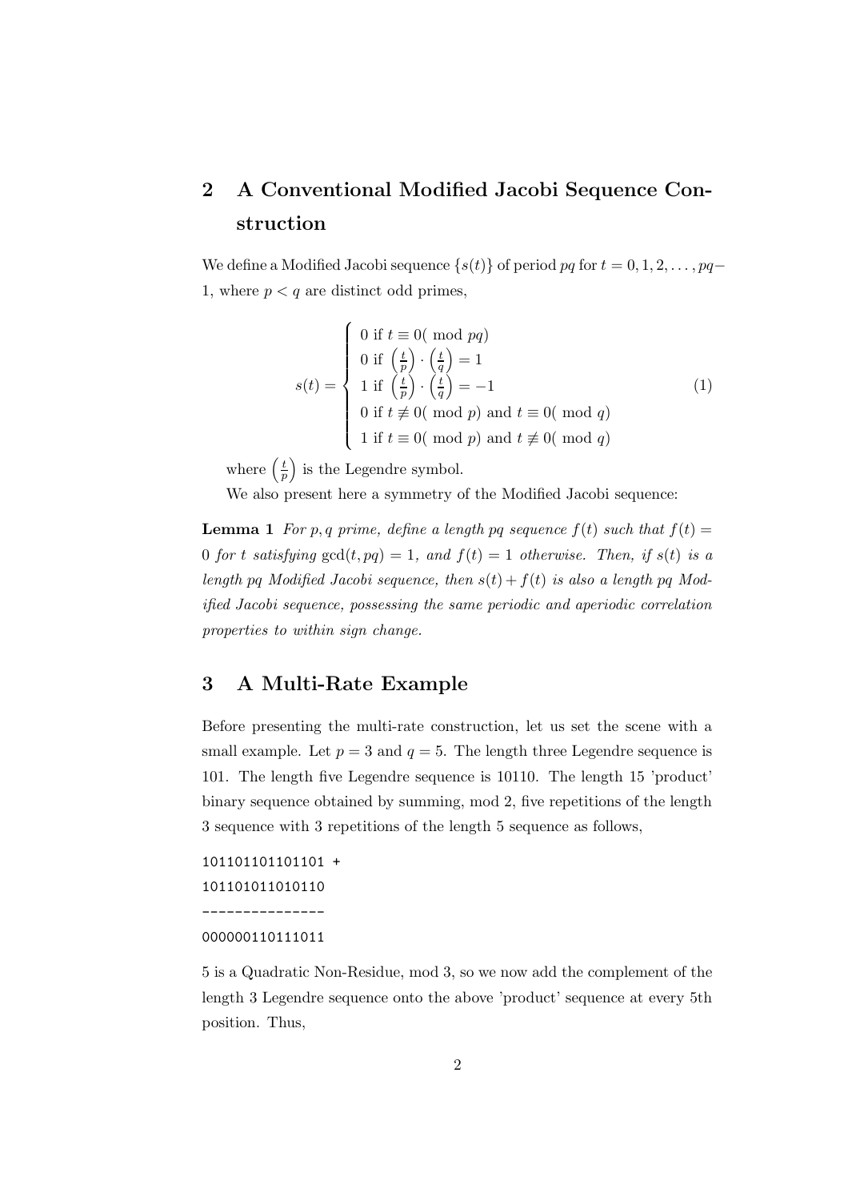## 2 A Conventional Modified Jacobi Sequence Construction

We define a Modified Jacobi sequence $\{s(t)\}$ of period $pq$ for $t = 0, 1, 2, \ldots, pq-1$, where $p < q$ are distinct odd primes,

$$s(t) = \begin{cases} 0 \text{ if } t \equiv 0( \bmod pq) \\ 0 \text{ if } \left(\frac{t}{p}\right) \cdot \left(\frac{t}{q}\right) = 1 \\ 1 \text{ if } \left(\frac{t}{p}\right) \cdot \left(\frac{t}{q}\right) = -1 \\ 0 \text{ if } t \not\equiv 0( \bmod p) \text{ and } t \equiv 0( \bmod q) \\ 1 \text{ if } t \equiv 0( \bmod p) \text{ and } t \not\equiv 0( \bmod q) \end{cases} \tag{1}$$

where $\left(\frac{t}{p}\right)$ is the Legendre symbol.

We also present here a symmetry of the Modified Jacobi sequence:

**Lemma 1** *For $p, q$ prime, define a length $pq$ sequence $f(t)$ such that $f(t) = 0$ for $t$ satisfying $\gcd(t, pq) = 1$, and $f(t) = 1$ otherwise. Then, if $s(t)$ is a length $pq$ Modified Jacobi sequence, then $s(t) + f(t)$ is also a length $pq$ Modified Jacobi sequence, possessing the same periodic and aperiodic correlation properties to within sign change.*

## 3 A Multi-Rate Example

Before presenting the multi-rate construction, let us set the scene with a small example. Let $p = 3$ and $q = 5$. The length three Legendre sequence is 101. The length five Legendre sequence is 10110. The length 15 'product' binary sequence obtained by summing, mod 2, five repetitions of the length 3 sequence with 3 repetitions of the length 5 sequence as follows,

```
101101101101101 +
101101011010110
---------------
000000110111011
```

5 is a Quadratic Non-Residue, mod 3, so we now add the complement of the length 3 Legendre sequence onto the above 'product' sequence at every 5th position. Thus,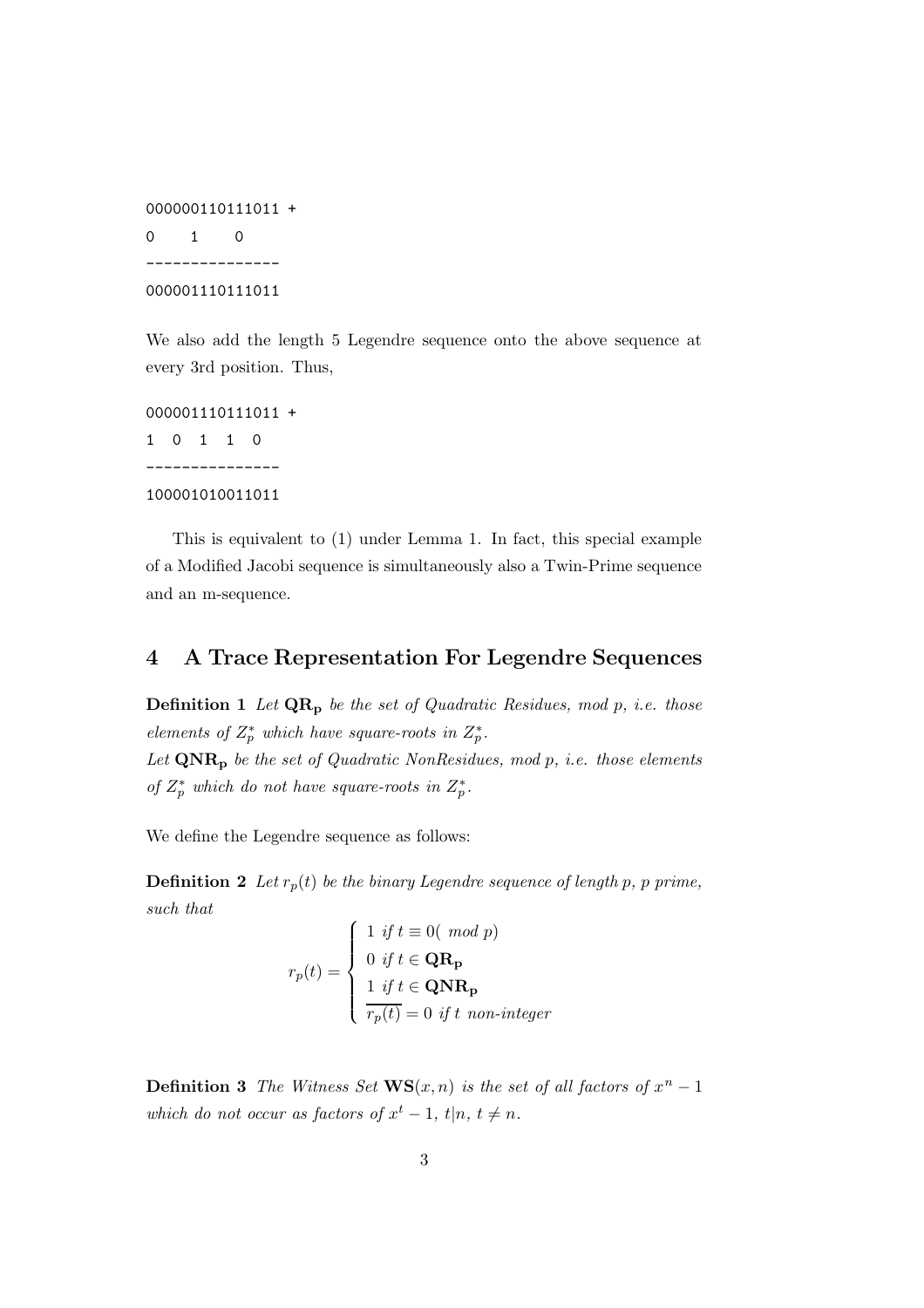```
000000110111011 +
0    1    0
---------------
000001110111011
```

We also add the length 5 Legendre sequence onto the above sequence at every 3rd position. Thus,

```
000001110111011 +
1  0  1  1  0
---------------
100001010011011
```

This is equivalent to (1) under Lemma 1. In fact, this special example of a Modified Jacobi sequence is simultaneously also a Twin-Prime sequence and an m-sequence.

## 4 A Trace Representation For Legendre Sequences

**Definition 1** *Let* $\mathbf{QR_p}$ *be the set of Quadratic Residues, mod p, i.e. those elements of* $Z_p^*$ *which have square-roots in* $Z_p^*$.
*Let* $\mathbf{QNR_p}$ *be the set of Quadratic NonResidues, mod p, i.e. those elements of* $Z_p^*$ *which do not have square-roots in* $Z_p^*$.

We define the Legendre sequence as follows:

**Definition 2** *Let* $r_p(t)$ *be the binary Legendre sequence of length p, p prime, such that*

$$r_p(t) = \begin{cases} 1 \text{ if } t \equiv 0(\ mod\ p) \\ 0 \text{ if } t \in \mathbf{QR_p} \\ 1 \text{ if } t \in \mathbf{QNR_p} \\ \overline{r_p(t)} = 0 \text{ if } t \text{ non-integer} \end{cases}$$

**Definition 3** *The Witness Set* $\mathbf{WS}(x, n)$ *is the set of all factors of* $x^n - 1$ *which do not occur as factors of* $x^t - 1$, $t|n$, $t \neq n$.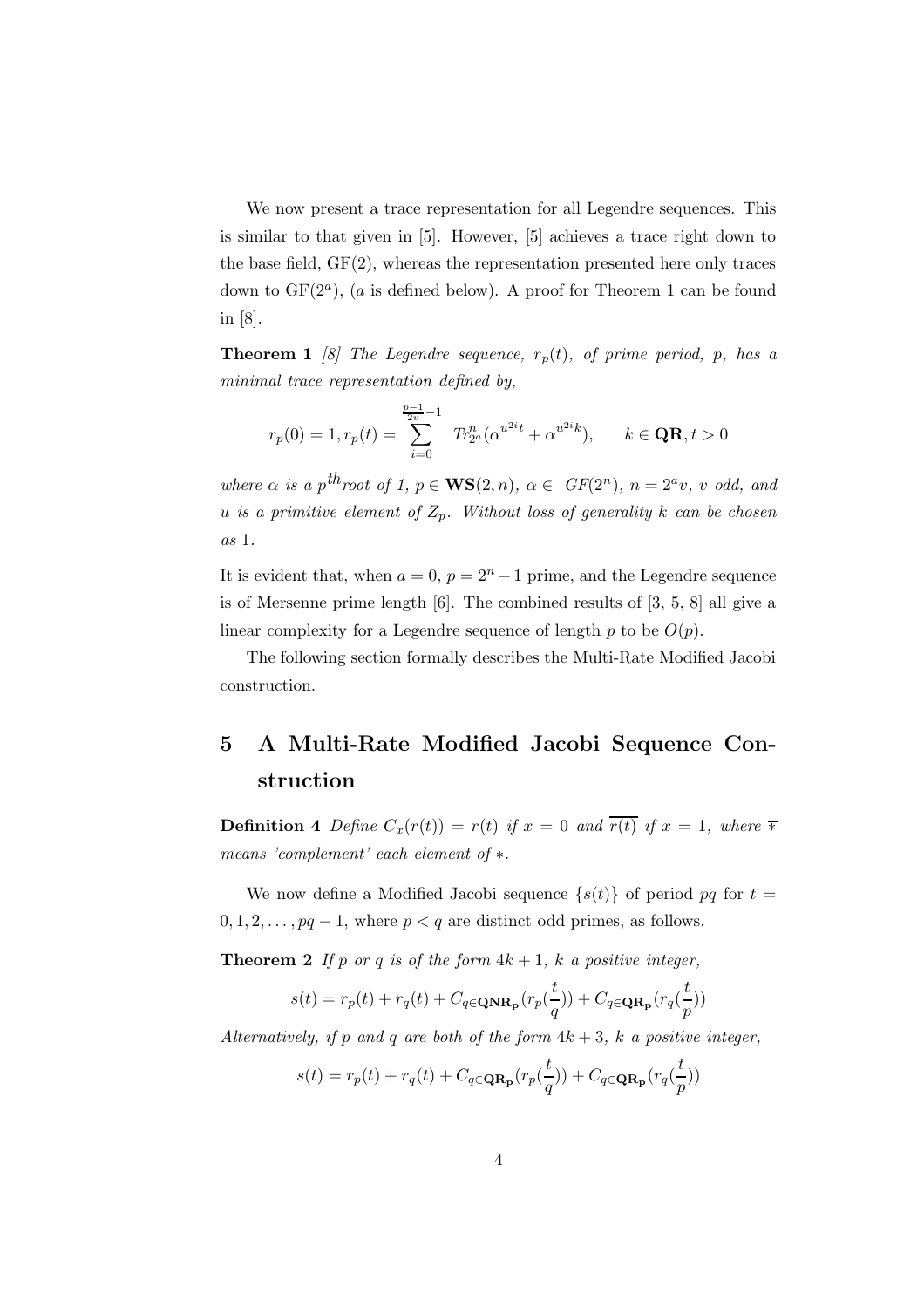We now present a trace representation for all Legendre sequences. This is similar to that given in [5]. However, [5] achieves a trace right down to the base field, GF(2), whereas the representation presented here only traces down to $GF(2^a)$, ($a$ is defined below). A proof for Theorem 1 can be found in [8].

**Theorem 1** *[8] The Legendre sequence, $r_p(t)$, of prime period, $p$, has a minimal trace representation defined by,*

$$r_p(0) = 1, r_p(t) = \sum_{i=0}^{\frac{p-1}{2v}-1} Tr^n_{2^a}(\alpha^{u^{2i}t} + \alpha^{u^{2i}k}), \qquad k \in \mathbf{QR}, t > 0$$

*where $\alpha$ is a $p^{th}$root of 1, $p \in \mathbf{WS}(2,n)$, $\alpha \in GF(2^n)$, $n = 2^a v$, $v$ odd, and $u$ is a primitive element of $Z_p$. Without loss of generality $k$ can be chosen as 1.*

It is evident that, when $a = 0$, $p = 2^n - 1$ prime, and the Legendre sequence is of Mersenne prime length [6]. The combined results of [3, 5, 8] all give a linear complexity for a Legendre sequence of length $p$ to be $O(p)$.

The following section formally describes the Multi-Rate Modified Jacobi construction.

# 5 A Multi-Rate Modified Jacobi Sequence Construction

**Definition 4** *Define $C_x(r(t)) = r(t)$ if $x = 0$ and $\overline{r(t)}$ if $x = 1$, where $\overline{*}$ means 'complement' each element of $*$.*

We now define a Modified Jacobi sequence $\{s(t)\}$ of period $pq$ for $t = 0, 1, 2, \ldots, pq - 1$, where $p < q$ are distinct odd primes, as follows.

**Theorem 2** *If $p$ or $q$ is of the form $4k + 1$, $k$ a positive integer,*

$$s(t) = r_p(t) + r_q(t) + C_{q \in \mathbf{QNR_p}}(r_p(\frac{t}{q})) + C_{q \in \mathbf{QR_p}}(r_q(\frac{t}{p}))$$

*Alternatively, if $p$ and $q$ are both of the form $4k + 3$, $k$ a positive integer,*

$$s(t) = r_p(t) + r_q(t) + C_{q \in \mathbf{QR_p}}(r_p(\frac{t}{q})) + C_{q \in \mathbf{QR_p}}(r_q(\frac{t}{p}))$$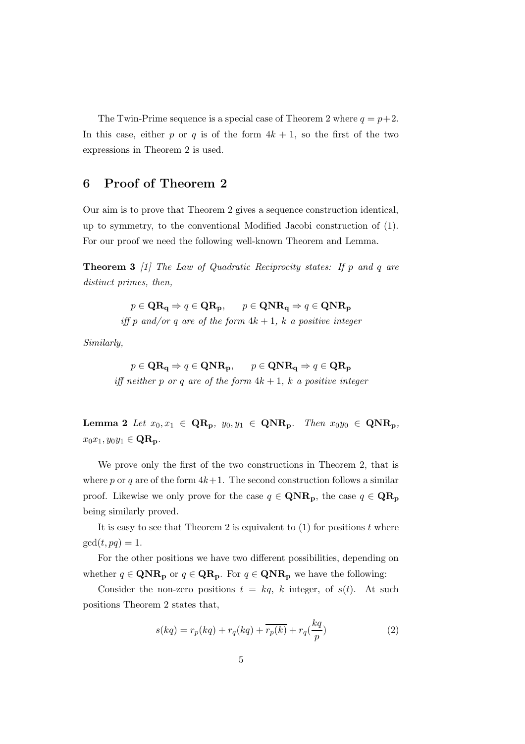The Twin-Prime sequence is a special case of Theorem 2 where $q = p+2$. In this case, either $p$ or $q$ is of the form $4k+1$, so the first of the two expressions in Theorem 2 is used.

## 6 Proof of Theorem 2

Our aim is to prove that Theorem 2 gives a sequence construction identical, up to symmetry, to the conventional Modified Jacobi construction of (1). For our proof we need the following well-known Theorem and Lemma.

**Theorem 3** *[1] The Law of Quadratic Reciprocity states: If $p$ and $q$ are distinct primes, then,*

$$p \in \mathbf{QR_q} \Rightarrow q \in \mathbf{QR_p}, \qquad p \in \mathbf{QNR_q} \Rightarrow q \in \mathbf{QNR_p}$$

*iff $p$ and/or $q$ are of the form $4k+1$, $k$ a positive integer*

*Similarly,*

$$p \in \mathbf{QR_q} \Rightarrow q \in \mathbf{QNR_p}, \qquad p \in \mathbf{QNR_q} \Rightarrow q \in \mathbf{QR_p}$$

*iff neither $p$ or $q$ are of the form $4k+1$, $k$ a positive integer*

**Lemma 2** *Let $x_0, x_1 \in \mathbf{QR_p}$, $y_0, y_1 \in \mathbf{QNR_p}$. Then $x_0y_0 \in \mathbf{QNR_p}$, $x_0x_1, y_0y_1 \in \mathbf{QR_p}$.*

We prove only the first of the two constructions in Theorem 2, that is where $p$ or $q$ are of the form $4k+1$. The second construction follows a similar proof. Likewise we only prove for the case $q \in \mathbf{QNR_p}$, the case $q \in \mathbf{QR_p}$ being similarly proved.

It is easy to see that Theorem 2 is equivalent to (1) for positions $t$ where $\gcd(t, pq) = 1$.

For the other positions we have two different possibilities, depending on whether $q \in \mathbf{QNR_p}$ or $q \in \mathbf{QR_p}$. For $q \in \mathbf{QNR_p}$ we have the following:

Consider the non-zero positions $t = kq$, $k$ integer, of $s(t)$. At such positions Theorem 2 states that,

$$s(kq) = r_p(kq) + r_q(kq) + \overline{r_p(k)} + r_q(\frac{kq}{p}) \tag{2}$$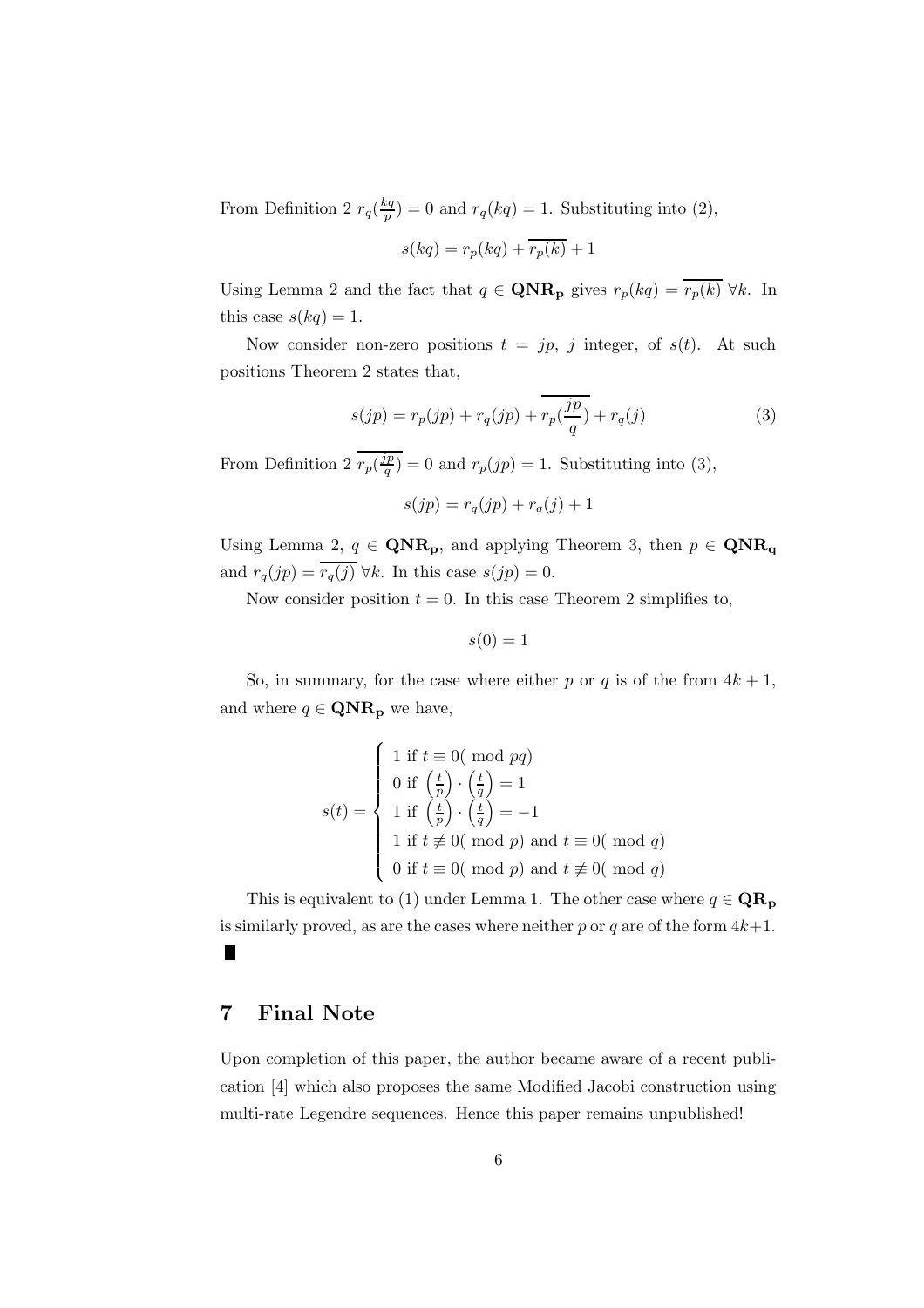From Definition 2 $r_q(\frac{kq}{p}) = 0$ and $r_q(kq) = 1$. Substituting into (2),

$$s(kq) = r_p(kq) + \overline{r_p(k)} + 1$$

Using Lemma 2 and the fact that $q \in \mathbf{QNR_p}$ gives $r_p(kq) = \overline{r_p(k)}$ $\forall k$. In this case $s(kq) = 1$.

Now consider non-zero positions $t = jp$, $j$ integer, of $s(t)$. At such positions Theorem 2 states that,

$$s(jp) = r_p(jp) + r_q(jp) + \overline{r_p(\frac{jp}{q})} + r_q(j) \tag{3}$$

From Definition 2 $\overline{r_p(\frac{jp}{q})} = 0$ and $r_p(jp) = 1$. Substituting into (3),

$$s(jp) = r_q(jp) + r_q(j) + 1$$

Using Lemma 2, $q \in \mathbf{QNR_p}$, and applying Theorem 3, then $p \in \mathbf{QNR_q}$ and $r_q(jp) = \overline{r_q(j)}$ $\forall k$. In this case $s(jp) = 0$.

Now consider position $t = 0$. In this case Theorem 2 simplifies to,

$$s(0) = 1$$

So, in summary, for the case where either $p$ or $q$ is of the from $4k+1$, and where $q \in \mathbf{QNR_p}$ we have,

$$s(t) = \begin{cases} 1 \text{ if } t \equiv 0 (\bmod pq) \\ 0 \text{ if } \left(\frac{t}{p}\right) \cdot \left(\frac{t}{q}\right) = 1 \\ 1 \text{ if } \left(\frac{t}{p}\right) \cdot \left(\frac{t}{q}\right) = -1 \\ 1 \text{ if } t \not\equiv 0 (\bmod p) \text{ and } t \equiv 0 (\bmod q) \\ 0 \text{ if } t \equiv 0 (\bmod p) \text{ and } t \not\equiv 0 (\bmod q) \end{cases}$$

This is equivalent to (1) under Lemma 1. The other case where $q \in \mathbf{QR_p}$ is similarly proved, as are the cases where neither $p$ or $q$ are of the form $4k+1$. ∎

## 7 Final Note

Upon completion of this paper, the author became aware of a recent publication [4] which also proposes the same Modified Jacobi construction using multi-rate Legendre sequences. Hence this paper remains unpublished!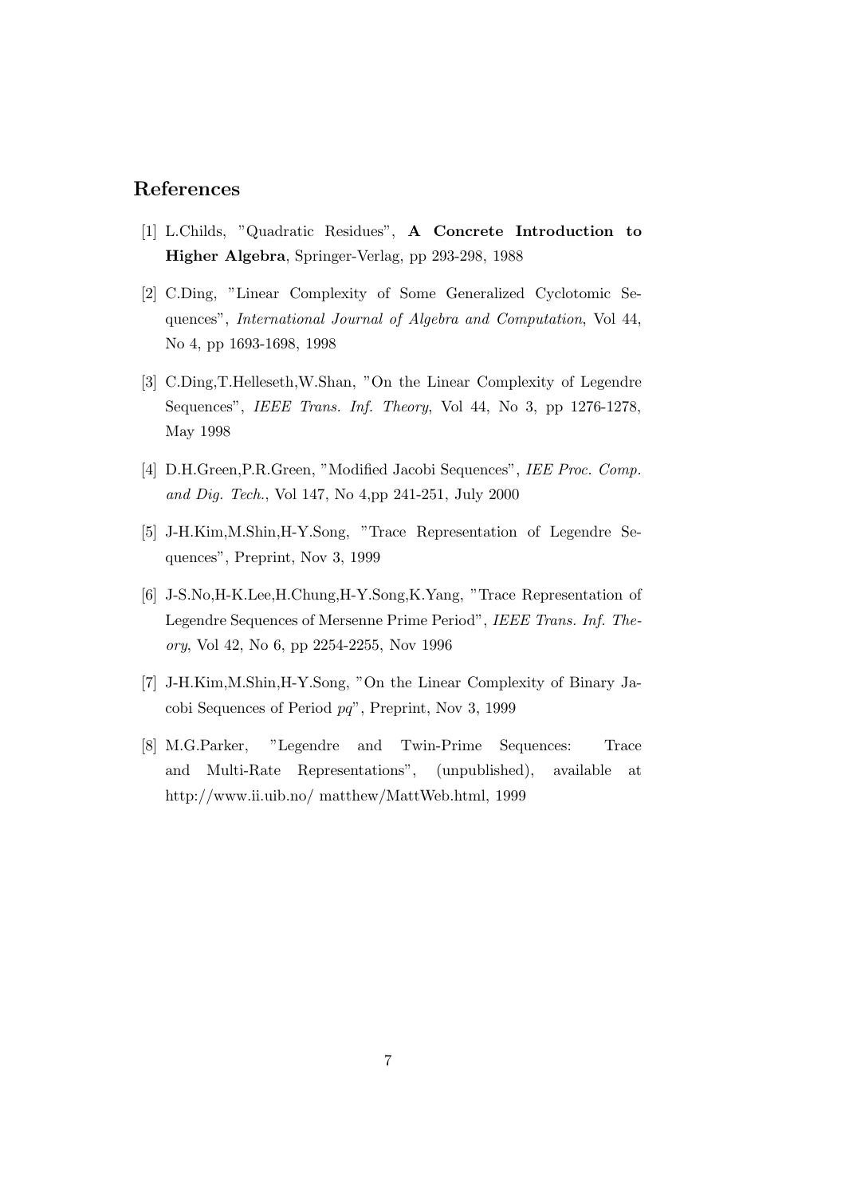## References

[1] L.Childs, "Quadratic Residues", **A Concrete Introduction to Higher Algebra**, Springer-Verlag, pp 293-298, 1988

[2] C.Ding, "Linear Complexity of Some Generalized Cyclotomic Sequences", *International Journal of Algebra and Computation*, Vol 44, No 4, pp 1693-1698, 1998

[3] C.Ding,T.Helleseth,W.Shan, "On the Linear Complexity of Legendre Sequences", *IEEE Trans. Inf. Theory*, Vol 44, No 3, pp 1276-1278, May 1998

[4] D.H.Green,P.R.Green, "Modified Jacobi Sequences", *IEE Proc. Comp. and Dig. Tech.*, Vol 147, No 4,pp 241-251, July 2000

[5] J-H.Kim,M.Shin,H-Y.Song, "Trace Representation of Legendre Sequences", Preprint, Nov 3, 1999

[6] J-S.No,H-K.Lee,H.Chung,H-Y.Song,K.Yang, "Trace Representation of Legendre Sequences of Mersenne Prime Period", *IEEE Trans. Inf. Theory*, Vol 42, No 6, pp 2254-2255, Nov 1996

[7] J-H.Kim,M.Shin,H-Y.Song, "On the Linear Complexity of Binary Jacobi Sequences of Period *pq*", Preprint, Nov 3, 1999

[8] M.G.Parker, "Legendre and Twin-Prime Sequences: Trace and Multi-Rate Representations", (unpublished), available at http://www.ii.uib.no/ matthew/MattWeb.html, 1999